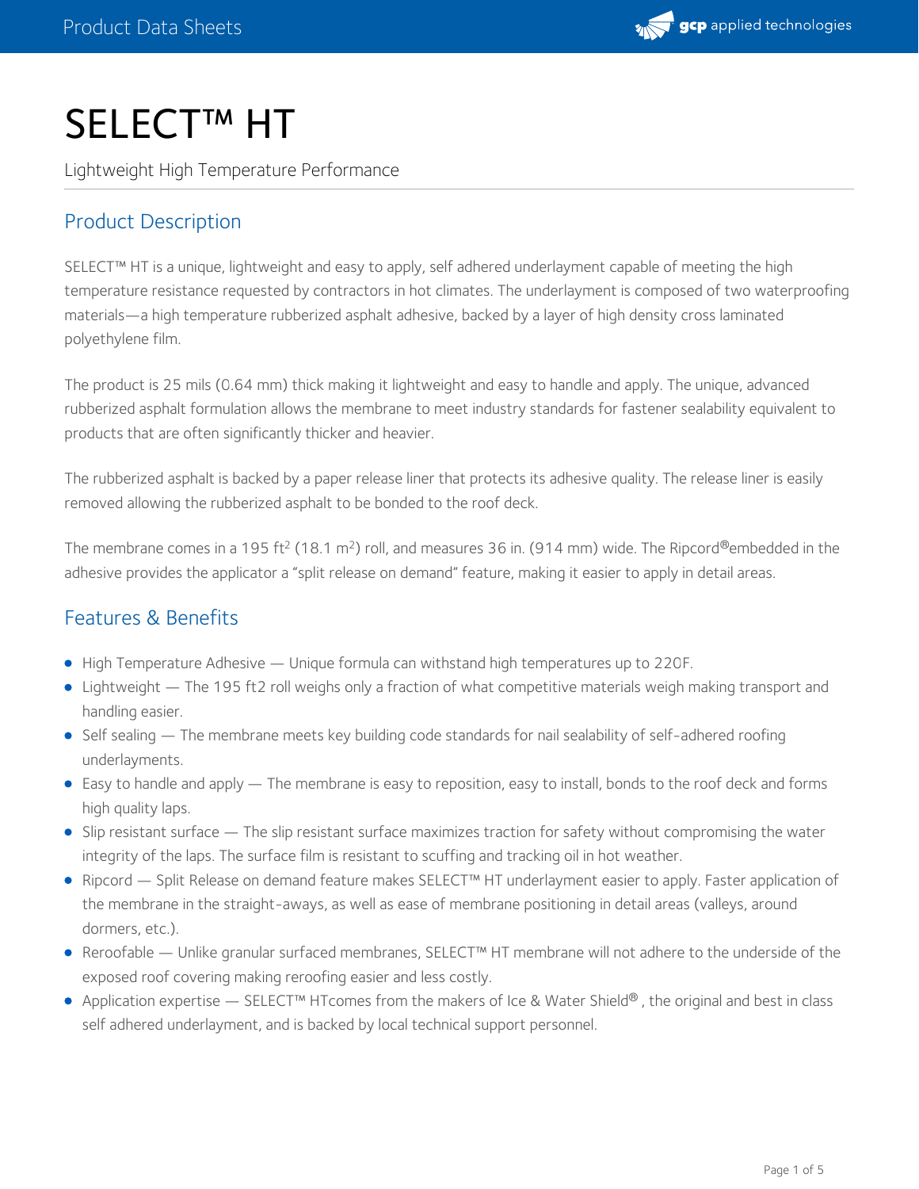# SELECT™ HT

Lightweight High Temperature Performance

## Product Description

SELECT™ HT is a unique, lightweight and easy to apply, self adhered underlayment capable of meeting the high temperature resistance requested by contractors in hot climates. The underlayment is composed of two waterproofing materials—a high temperature rubberized asphalt adhesive, backed by a layer of high density cross laminated polyethylene film.

The product is 25 mils (0.64 mm) thick making it lightweight and easy to handle and apply. The unique, advanced rubberized asphalt formulation allows the membrane to meet industry standards for fastener sealability equivalent to products that are often significantly thicker and heavier.

The rubberized asphalt is backed by a paper release liner that protects its adhesive quality. The release liner is easily removed allowing the rubberized asphalt to be bonded to the roof deck.

The membrane comes in a 195 $ft^2$ (18.1 $m^2$) roll, and measures 36 in. (914 mm) wide. The Ripcord®embedded in the adhesive provides the applicator a "split release on demand" feature, making it easier to apply in detail areas.

## Features & Benefits

- High Temperature Adhesive — Unique formula can withstand high temperatures up to 220F.
- Lightweight — The 195 ft2 roll weighs only a fraction of what competitive materials weigh making transport and handling easier.
- Self sealing — The membrane meets key building code standards for nail sealability of self-adhered roofing underlayments.
- Easy to handle and apply — The membrane is easy to reposition, easy to install, bonds to the roof deck and forms high quality laps.
- Slip resistant surface — The slip resistant surface maximizes traction for safety without compromising the water integrity of the laps. The surface film is resistant to scuffing and tracking oil in hot weather.
- Ripcord — Split Release on demand feature makes SELECT™ HT underlayment easier to apply. Faster application of the membrane in the straight-aways, as well as ease of membrane positioning in detail areas (valleys, around dormers, etc.).
- Reroofable — Unlike granular surfaced membranes, SELECT™ HT membrane will not adhere to the underside of the exposed roof covering making reroofing easier and less costly.
- Application expertise — SELECT™ HTcomes from the makers of Ice & Water Shield®, the original and best in class self adhered underlayment, and is backed by local technical support personnel.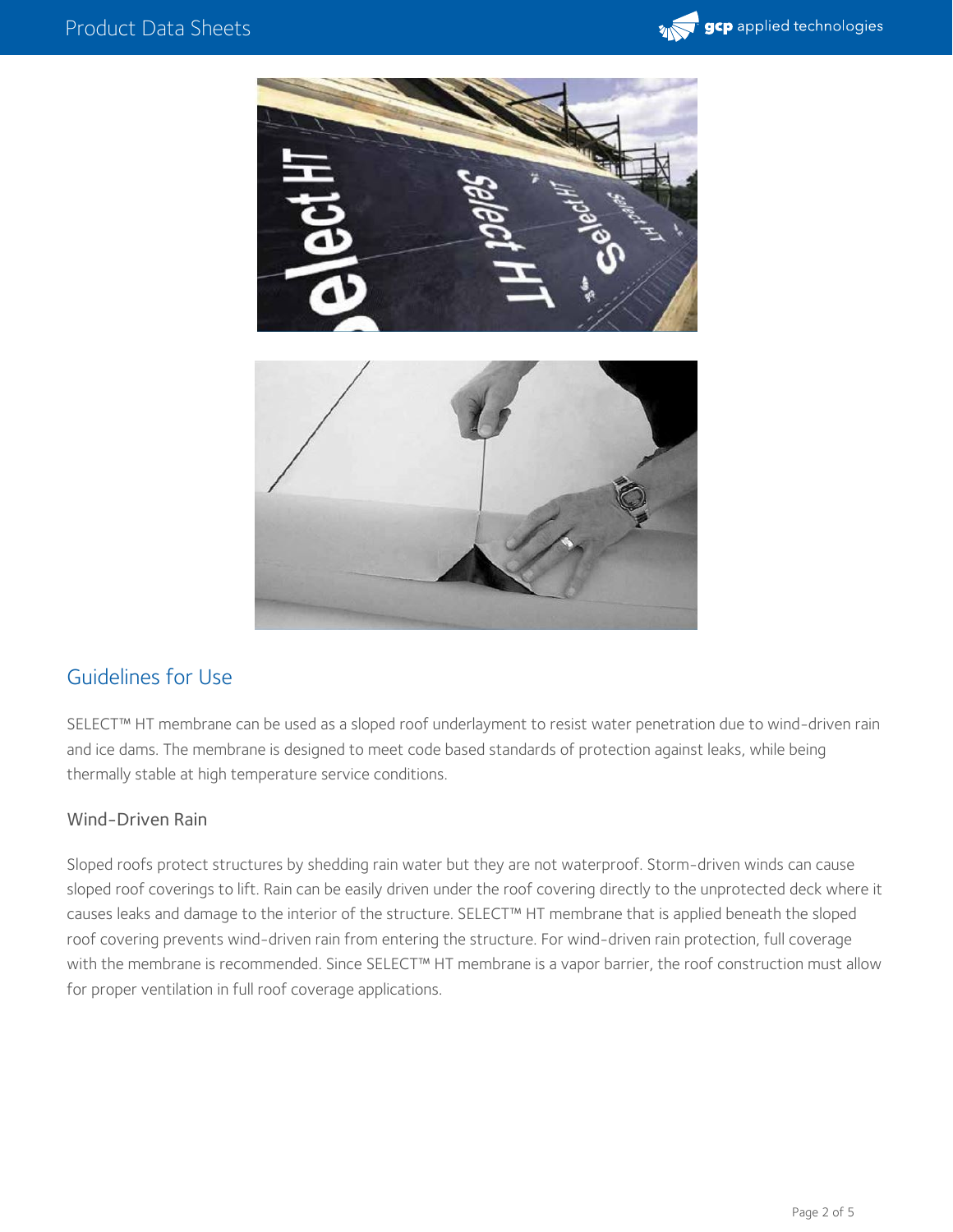## Guidelines for Use

SELECT™ HT membrane can be used as a sloped roof underlayment to resist water penetration due to wind-driven rain and ice dams. The membrane is designed to meet code based standards of protection against leaks, while being thermally stable at high temperature service conditions.

### Wind-Driven Rain

Sloped roofs protect structures by shedding rain water but they are not waterproof. Storm-driven winds can cause sloped roof coverings to lift. Rain can be easily driven under the roof covering directly to the unprotected deck where it causes leaks and damage to the interior of the structure. SELECT™ HT membrane that is applied beneath the sloped roof covering prevents wind-driven rain from entering the structure. For wind-driven rain protection, full coverage with the membrane is recommended. Since SELECT™ HT membrane is a vapor barrier, the roof construction must allow for proper ventilation in full roof coverage applications.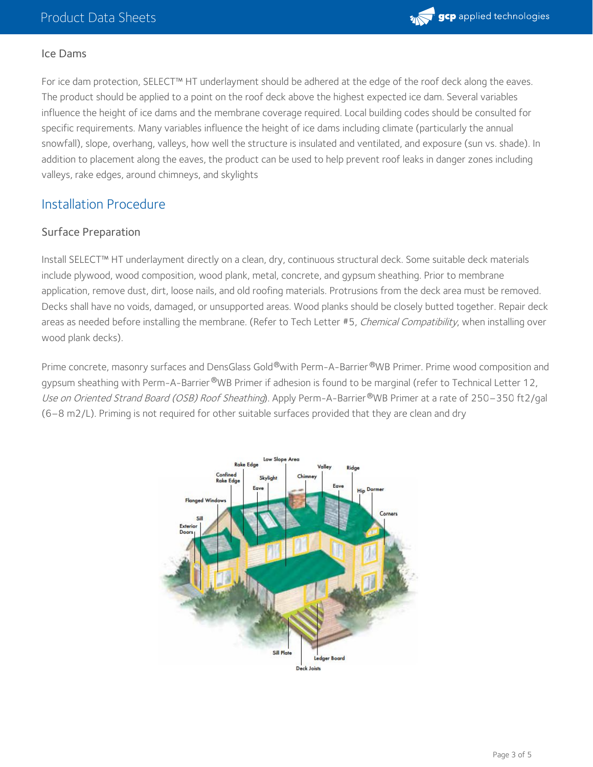### Ice Dams

For ice dam protection, SELECT™ HT underlayment should be adhered at the edge of the roof deck along the eaves. The product should be applied to a point on the roof deck above the highest expected ice dam. Several variables influence the height of ice dams and the membrane coverage required. Local building codes should be consulted for specific requirements. Many variables influence the height of ice dams including climate (particularly the annual snowfall), slope, overhang, valleys, how well the structure is insulated and ventilated, and exposure (sun vs. shade). In addition to placement along the eaves, the product can be used to help prevent roof leaks in danger zones including valleys, rake edges, around chimneys, and skylights

## Installation Procedure

### Surface Preparation

Install SELECT™ HT underlayment directly on a clean, dry, continuous structural deck. Some suitable deck materials include plywood, wood composition, wood plank, metal, concrete, and gypsum sheathing. Prior to membrane application, remove dust, dirt, loose nails, and old roofing materials. Protrusions from the deck area must be removed. Decks shall have no voids, damaged, or unsupported areas. Wood planks should be closely butted together. Repair deck areas as needed before installing the membrane. (Refer to Tech Letter #5, *Chemical Compatibility*, when installing over wood plank decks).

Prime concrete, masonry surfaces and DensGlass Gold®with Perm-A-Barrier®WB Primer. Prime wood composition and gypsum sheathing with Perm-A-Barrier®WB Primer if adhesion is found to be marginal (refer to Technical Letter 12, *Use on Oriented Strand Board (OSB) Roof Sheathing*). Apply Perm-A-Barrier®WB Primer at a rate of 250–350 ft2/gal (6–8 m2/L). Priming is not required for other suitable surfaces provided that they are clean and dry

Rake Edge, Low Slope Area, Valley, Ridge, Confined Rake Edge, Skylight, Chimney, Eave, Eave, Hip, Dormer, Flanged Windows, Corners, Sill, Exterior Doors, Sill Plate, Ledger Board, Deck Joists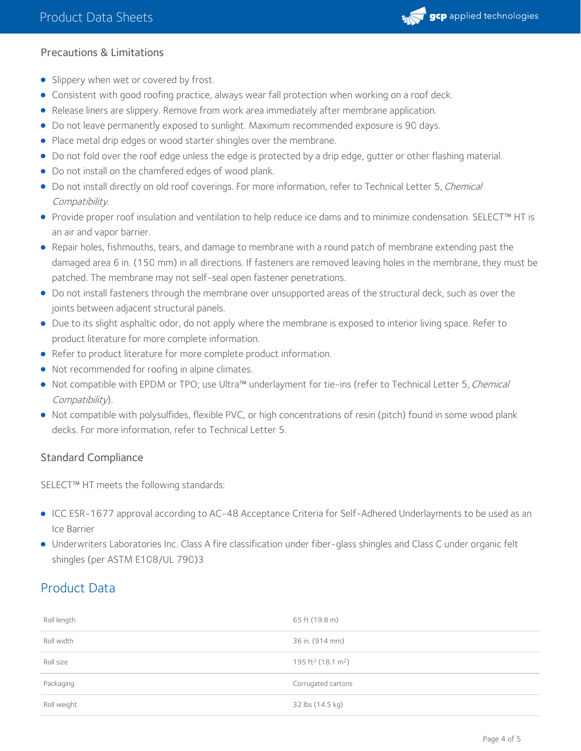### Precautions & Limitations

- Slippery when wet or covered by frost.
- Consistent with good roofing practice, always wear fall protection when working on a roof deck.
- Release liners are slippery. Remove from work area immediately after membrane application.
- Do not leave permanently exposed to sunlight. Maximum recommended exposure is 90 days.
- Place metal drip edges or wood starter shingles over the membrane.
- Do not fold over the roof edge unless the edge is protected by a drip edge, gutter or other flashing material.
- Do not install on the chamfered edges of wood plank.
- Do not install directly on old roof coverings. For more information, refer to Technical Letter 5, *Chemical Compatibility*.
- Provide proper roof insulation and ventilation to help reduce ice dams and to minimize condensation. SELECT™ HT is an air and vapor barrier.
- Repair holes, fishmouths, tears, and damage to membrane with a round patch of membrane extending past the damaged area 6 in. (150 mm) in all directions. If fasteners are removed leaving holes in the membrane, they must be patched. The membrane may not self-seal open fastener penetrations.
- Do not install fasteners through the membrane over unsupported areas of the structural deck, such as over the joints between adjacent structural panels.
- Due to its slight asphaltic odor, do not apply where the membrane is exposed to interior living space. Refer to product literature for more complete information.
- Refer to product literature for more complete product information.
- Not recommended for roofing in alpine climates.
- Not compatible with EPDM or TPO; use Ultra™ underlayment for tie-ins (refer to Technical Letter 5, *Chemical Compatibility*).
- Not compatible with polysulfides, flexible PVC, or high concentrations of resin (pitch) found in some wood plank decks. For more information, refer to Technical Letter 5.

### Standard Compliance

SELECT™ HT meets the following standards:

- ICC ESR-1677 approval according to AC-48 Acceptance Criteria for Self-Adhered Underlayments to be used as an Ice Barrier
- Underwriters Laboratories Inc. Class A fire classification under fiber-glass shingles and Class C under organic felt shingles (per ASTM E108/UL 790)3

## Product Data

| | |
|---|---|
| Roll length | 65 ft (19.8 m) |
| Roll width | 36 in. (914 mm) |
| Roll size | 195 $ft^2$ (18.1 $m^2$) |
| Packaging | Corrugated cartons |
| Roll weight | 32 lbs (14.5 kg) |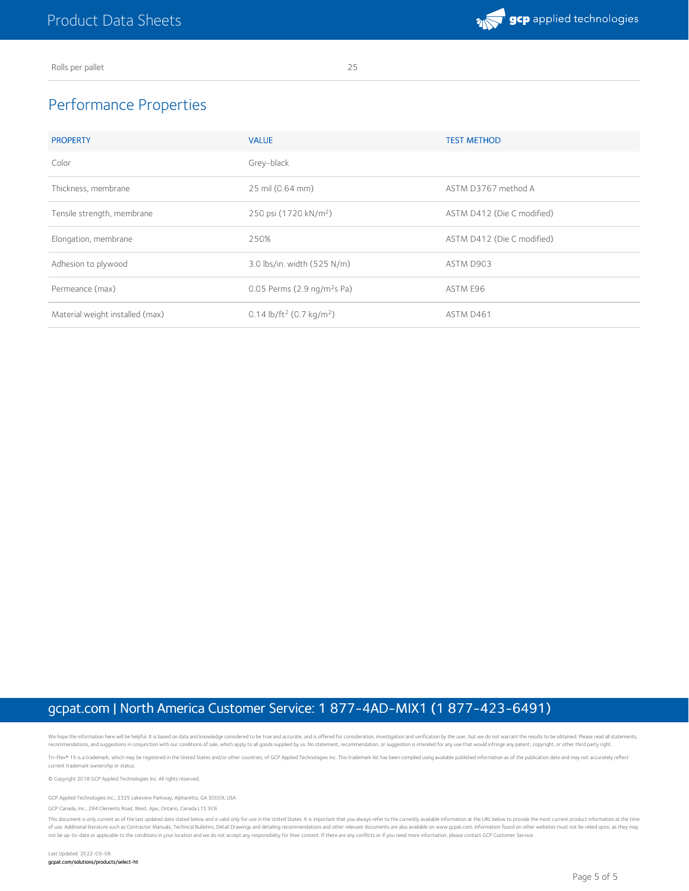| | |
|---|---|
| Rolls per pallet | 25 |

## Performance Properties

| PROPERTY | VALUE | TEST METHOD |
|---|---|---|
| Color | Grey-black | |
| Thickness, membrane | 25 mil (0.64 mm) | ASTM D3767 method A |
| Tensile strength, membrane | 250 psi (1720 kN/m$^2$) | ASTM D412 (Die C modified) |
| Elongation, membrane | 250% | ASTM D412 (Die C modified) |
| Adhesion to plywood | 3.0 lbs/in. width (525 N/m) | ASTM D903 |
| Permeance (max) | 0.05 Perms (2.9 ng/m$^2$s Pa) | ASTM E96 |
| Material weight installed (max) | 0.14 lb/ft$^2$ (0.7 kg/m$^2$) | ASTM D461 |

gcpat.com | North America Customer Service: 1 877-4AD-MIX1 (1 877-423-6491)

We hope the information here will be helpful. It is based on data and knowledge considered to be true and accurate, and is offered for consideration, investigation and verification by the user, but we do not warrant the results to be obtained. Please read all statements, recommendations, and suggestions in conjunction with our conditions of sale, which apply to all goods supplied by us. No statement, recommendation, or suggestion is intended for any use that would infringe any patent, copyright, or other third party right.

Tri-Flex® 15 is a trademark, which may be registered in the United States and/or other countries, of GCP Applied Technologies Inc. This trademark list has been compiled using available published information as of the publication date and may not accurately reflect current trademark ownership or status.

© Copyright 2018 GCP Applied Technologies Inc. All rights reserved.

GCP Applied Technologies Inc., 2325 Lakeview Parkway, Alpharetta, GA 30009, USA

GCP Canada, Inc., 294 Clements Road, West, Ajax, Ontario, Canada L1S 3C6

This document is only current as of the last updated date stated below and is valid only for use in the United States. It is important that you always refer to the currently available information at the URL below to provide the most current product information at the time of use. Additional literature such as Contractor Manuals, Technical Bulletins, Detail Drawings and detailing recommendations and other relevant documents are also available on www.gcpat.com. Information found on other websites must not be relied upon, as they may not be up-to-date or applicable to the conditions in your location and we do not accept any responsibility for their content. If there are any conflicts or if you need more information, please contact GCP Customer Service.

Last Updated: 2022-05-06

gcpat.com/solutions/products/select-ht